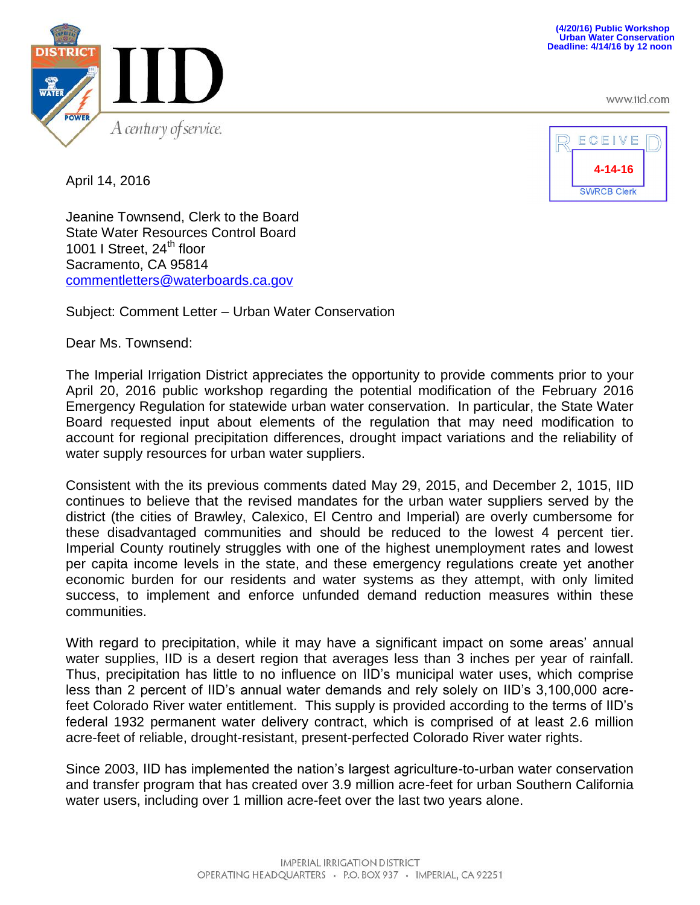(4/20/16) Public Workshop
Urban Water Conservation
Deadline: 4/14/16 by 12 noon

# IID

*A century of service.*

www.iid.com

RECEIVED
4-14-16
SWRCB Clerk

April 14, 2016

Jeanine Townsend, Clerk to the Board
State Water Resources Control Board
1001 I Street, 24th floor
Sacramento, CA 95814
commentletters@waterboards.ca.gov

Subject: Comment Letter – Urban Water Conservation

Dear Ms. Townsend:

The Imperial Irrigation District appreciates the opportunity to provide comments prior to your April 20, 2016 public workshop regarding the potential modification of the February 2016 Emergency Regulation for statewide urban water conservation. In particular, the State Water Board requested input about elements of the regulation that may need modification to account for regional precipitation differences, drought impact variations and the reliability of water supply resources for urban water suppliers.

Consistent with the its previous comments dated May 29, 2015, and December 2, 1015, IID continues to believe that the revised mandates for the urban water suppliers served by the district (the cities of Brawley, Calexico, El Centro and Imperial) are overly cumbersome for these disadvantaged communities and should be reduced to the lowest 4 percent tier. Imperial County routinely struggles with one of the highest unemployment rates and lowest per capita income levels in the state, and these emergency regulations create yet another economic burden for our residents and water systems as they attempt, with only limited success, to implement and enforce unfunded demand reduction measures within these communities.

With regard to precipitation, while it may have a significant impact on some areas' annual water supplies, IID is a desert region that averages less than 3 inches per year of rainfall. Thus, precipitation has little to no influence on IID's municipal water uses, which comprise less than 2 percent of IID's annual water demands and rely solely on IID's 3,100,000 acre-feet Colorado River water entitlement. This supply is provided according to the terms of IID's federal 1932 permanent water delivery contract, which is comprised of at least 2.6 million acre-feet of reliable, drought-resistant, present-perfected Colorado River water rights.

Since 2003, IID has implemented the nation's largest agriculture-to-urban water conservation and transfer program that has created over 3.9 million acre-feet for urban Southern California water users, including over 1 million acre-feet over the last two years alone.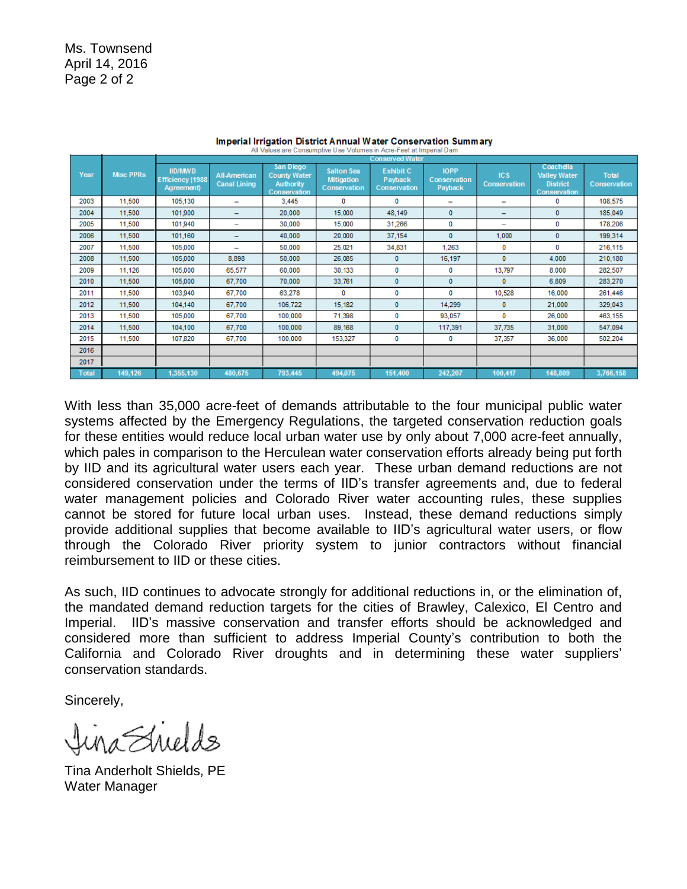Ms. Townsend
April 14, 2016

**Imperial Irrigation District Annual Water Conservation Summary**

All Values are Consumptive Use Volumes in Acre-Feet at Imperial Dam

| Year | Misc PPRs | Conserved Water | | | | | | | | |
|---|---|---|---|---|---|---|---|---|---|---|
| | | IID/MWD Efficiency (1988 Agreement) | All-American Canal Lining | San Diego County Water Authority Conservation | Salton Sea Mitigation Conservation | Exhibit C Payback Conservation | IOPP Conservation Payback | ICS Conservation | Coachella Valley Water District Conservation | Total Conservation |
| 2003 | 11,500 | 105,130 | – | 3,445 | 0 | 0 | – | – | 0 | 108,575 |
| 2004 | 11,500 | 101,900 | – | 20,000 | 15,000 | 48,149 | 0 | – | 0 | 185,049 |
| 2005 | 11,500 | 101,940 | – | 30,000 | 15,000 | 31,266 | 0 | – | 0 | 178,206 |
| 2006 | 11,500 | 101,160 | – | 40,000 | 20,000 | 37,154 | 0 | 1,000 | 0 | 199,314 |
| 2007 | 11,500 | 105,000 | – | 50,000 | 25,021 | 34,831 | 1,263 | 0 | 0 | 216,115 |
| 2008 | 11,500 | 105,000 | 8,898 | 50,000 | 26,085 | 0 | 16,197 | 0 | 4,000 | 210,180 |
| 2009 | 11,126 | 105,000 | 65,577 | 60,000 | 30,133 | 0 | 0 | 13,797 | 8,000 | 282,507 |
| 2010 | 11,500 | 105,000 | 67,700 | 70,000 | 33,761 | 0 | 0 | 0 | 6,809 | 283,270 |
| 2011 | 11,500 | 103,940 | 67,700 | 63,278 | 0 | 0 | 0 | 10,528 | 16,000 | 261,446 |
| 2012 | 11,500 | 104,140 | 67,700 | 106,722 | 15,182 | 0 | 14,299 | 0 | 21,000 | 329,043 |
| 2013 | 11,500 | 105,000 | 67,700 | 100,000 | 71,398 | 0 | 93,057 | 0 | 26,000 | 463,155 |
| 2014 | 11,500 | 104,100 | 67,700 | 100,000 | 89,168 | 0 | 117,391 | 37,735 | 31,000 | 547,094 |
| 2015 | 11,500 | 107,820 | 67,700 | 100,000 | 153,327 | 0 | 0 | 37,357 | 36,000 | 502,204 |
| 2016 | | | | | | | | | | |
| 2017 | | | | | | | | | | |
| Total | 149,126 | 1,355,130 | 480,675 | 793,445 | 494,075 | 151,400 | 242,207 | 100,417 | 148,809 | 3,766,158 |

With less than 35,000 acre-feet of demands attributable to the four municipal public water systems affected by the Emergency Regulations, the targeted conservation reduction goals for these entities would reduce local urban water use by only about 7,000 acre-feet annually, which pales in comparison to the Herculean water conservation efforts already being put forth by IID and its agricultural water users each year. These urban demand reductions are not considered conservation under the terms of IID's transfer agreements and, due to federal water management policies and Colorado River water accounting rules, these supplies cannot be stored for future local urban uses. Instead, these demand reductions simply provide additional supplies that become available to IID's agricultural water users, or flow through the Colorado River priority system to junior contractors without financial reimbursement to IID or these cities.

As such, IID continues to advocate strongly for additional reductions in, or the elimination of, the mandated demand reduction targets for the cities of Brawley, Calexico, El Centro and Imperial. IID's massive conservation and transfer efforts should be acknowledged and considered more than sufficient to address Imperial County's contribution to both the California and Colorado River droughts and in determining these water suppliers' conservation standards.

Sincerely,

Tina Shields

Tina Anderholt Shields, PE
Water Manager